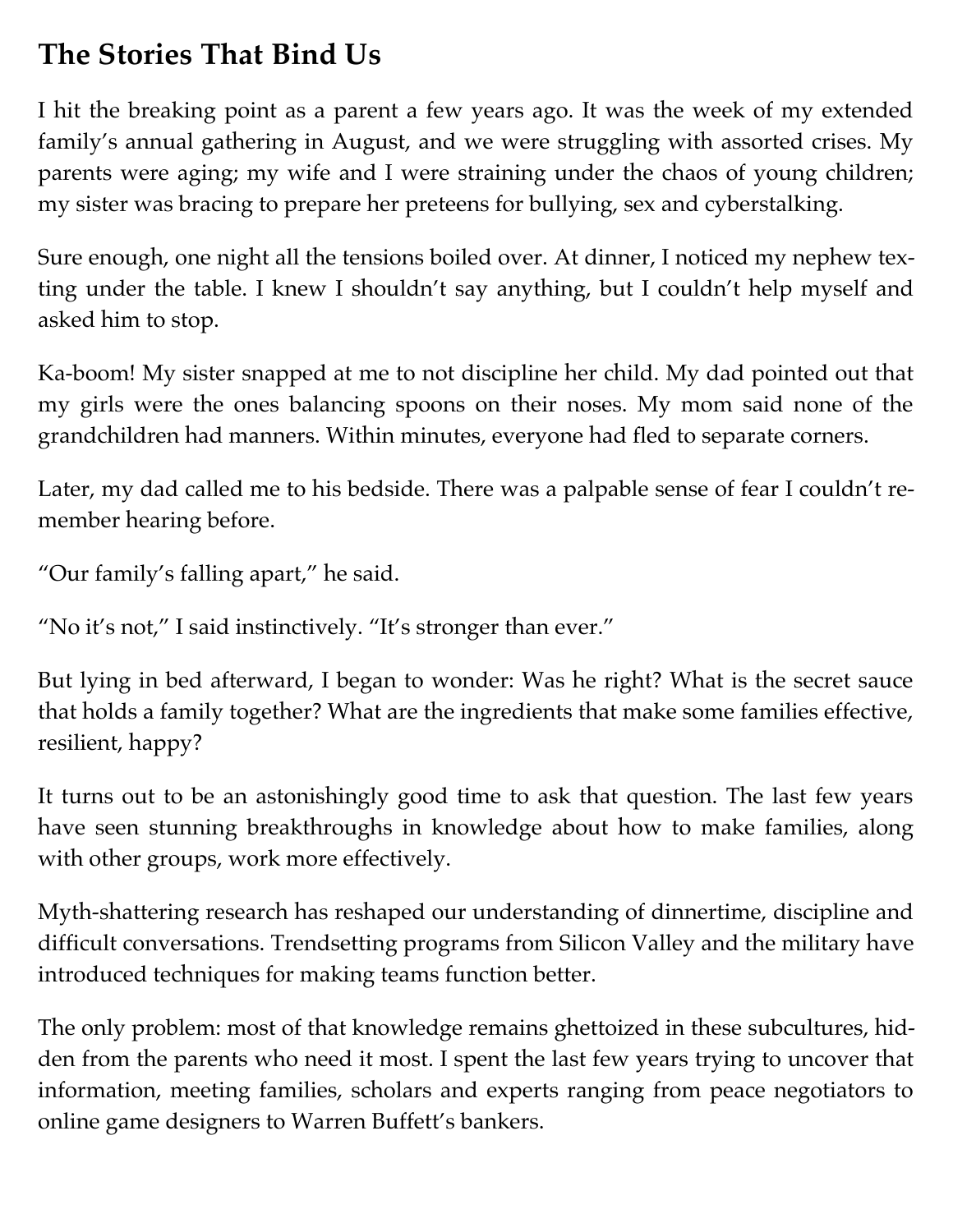## The Stories That Bind Us

I hit the breaking point as a parent a few years ago. It was the week of my extended family's annual gathering in August, and we were struggling with assorted crises. My parents were aging; my wife and I were straining under the chaos of young children; my sister was bracing to prepare her preteens for bullying, sex and cyberstalking.

Sure enough, one night all the tensions boiled over. At dinner, I noticed my nephew texting under the table. I knew I shouldn't say anything, but I couldn't help myself and asked him to stop.

Ka-boom! My sister snapped at me to not discipline her child. My dad pointed out that my girls were the ones balancing spoons on their noses. My mom said none of the grandchildren had manners. Within minutes, everyone had fled to separate corners.

Later, my dad called me to his bedside. There was a palpable sense of fear I couldn't remember hearing before.

"Our family's falling apart," he said.

"No it's not," I said instinctively. "It's stronger than ever."

But lying in bed afterward, I began to wonder: Was he right? What is the secret sauce that holds a family together? What are the ingredients that make some families effective, resilient, happy?

It turns out to be an astonishingly good time to ask that question. The last few years have seen stunning breakthroughs in knowledge about how to make families, along with other groups, work more effectively.

Myth-shattering research has reshaped our understanding of dinnertime, discipline and difficult conversations. Trendsetting programs from Silicon Valley and the military have introduced techniques for making teams function better.

The only problem: most of that knowledge remains ghettoized in these subcultures, hidden from the parents who need it most. I spent the last few years trying to uncover that information, meeting families, scholars and experts ranging from peace negotiators to online game designers to Warren Buffett's bankers.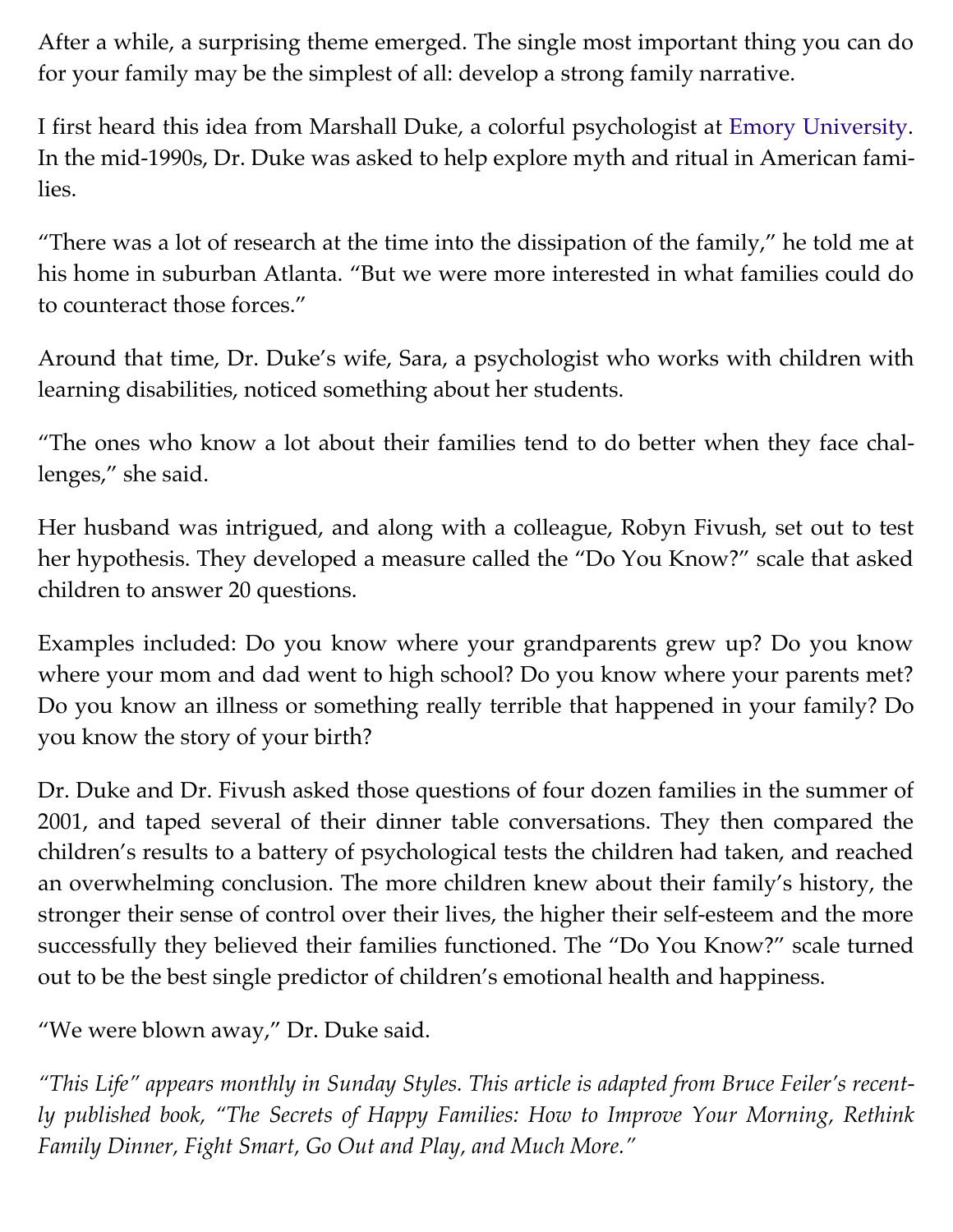After a while, a surprising theme emerged. The single most important thing you can do for your family may be the simplest of all: develop a strong family narrative.

I first heard this idea from Marshall Duke, a colorful psychologist at Emory University. In the mid-1990s, Dr. Duke was asked to help explore myth and ritual in American families.

"There was a lot of research at the time into the dissipation of the family," he told me at his home in suburban Atlanta. "But we were more interested in what families could do to counteract those forces."

Around that time, Dr. Duke's wife, Sara, a psychologist who works with children with learning disabilities, noticed something about her students.

"The ones who know a lot about their families tend to do better when they face challenges," she said.

Her husband was intrigued, and along with a colleague, Robyn Fivush, set out to test her hypothesis. They developed a measure called the "Do You Know?" scale that asked children to answer 20 questions.

Examples included: Do you know where your grandparents grew up? Do you know where your mom and dad went to high school? Do you know where your parents met? Do you know an illness or something really terrible that happened in your family? Do you know the story of your birth?

Dr. Duke and Dr. Fivush asked those questions of four dozen families in the summer of 2001, and taped several of their dinner table conversations. They then compared the children's results to a battery of psychological tests the children had taken, and reached an overwhelming conclusion. The more children knew about their family's history, the stronger their sense of control over their lives, the higher their self-esteem and the more successfully they believed their families functioned. The "Do You Know?" scale turned out to be the best single predictor of children's emotional health and happiness.

"We were blown away," Dr. Duke said.

*"This Life" appears monthly in Sunday Styles. This article is adapted from Bruce Feiler's recently published book, "The Secrets of Happy Families: How to Improve Your Morning, Rethink Family Dinner, Fight Smart, Go Out and Play, and Much More."*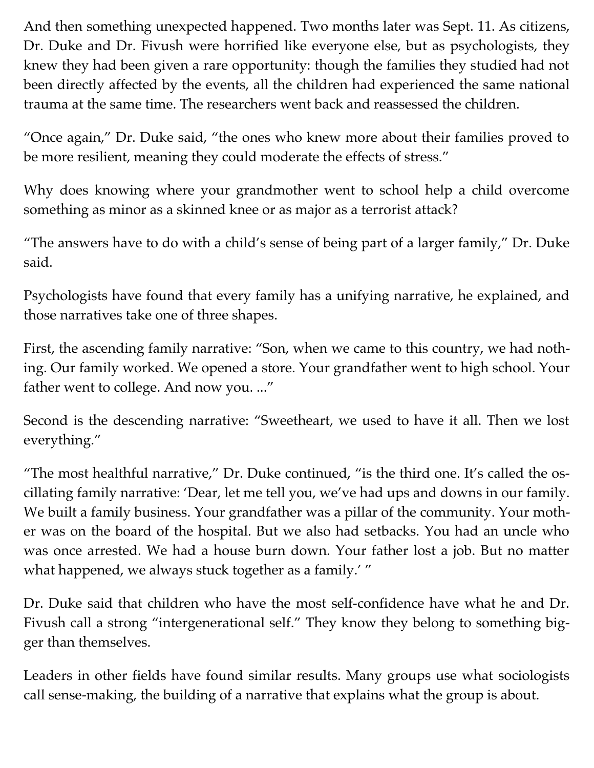And then something unexpected happened. Two months later was Sept. 11. As citizens, Dr. Duke and Dr. Fivush were horrified like everyone else, but as psychologists, they knew they had been given a rare opportunity: though the families they studied had not been directly affected by the events, all the children had experienced the same national trauma at the same time. The researchers went back and reassessed the children.

"Once again," Dr. Duke said, "the ones who knew more about their families proved to be more resilient, meaning they could moderate the effects of stress."

Why does knowing where your grandmother went to school help a child overcome something as minor as a skinned knee or as major as a terrorist attack?

"The answers have to do with a child's sense of being part of a larger family," Dr. Duke said.

Psychologists have found that every family has a unifying narrative, he explained, and those narratives take one of three shapes.

First, the ascending family narrative: "Son, when we came to this country, we had nothing. Our family worked. We opened a store. Your grandfather went to high school. Your father went to college. And now you. ..."

Second is the descending narrative: "Sweetheart, we used to have it all. Then we lost everything."

"The most healthful narrative," Dr. Duke continued, "is the third one. It's called the oscillating family narrative: 'Dear, let me tell you, we've had ups and downs in our family. We built a family business. Your grandfather was a pillar of the community. Your mother was on the board of the hospital. But we also had setbacks. You had an uncle who was once arrested. We had a house burn down. Your father lost a job. But no matter what happened, we always stuck together as a family.' "

Dr. Duke said that children who have the most self-confidence have what he and Dr. Fivush call a strong "intergenerational self." They know they belong to something bigger than themselves.

Leaders in other fields have found similar results. Many groups use what sociologists call sense-making, the building of a narrative that explains what the group is about.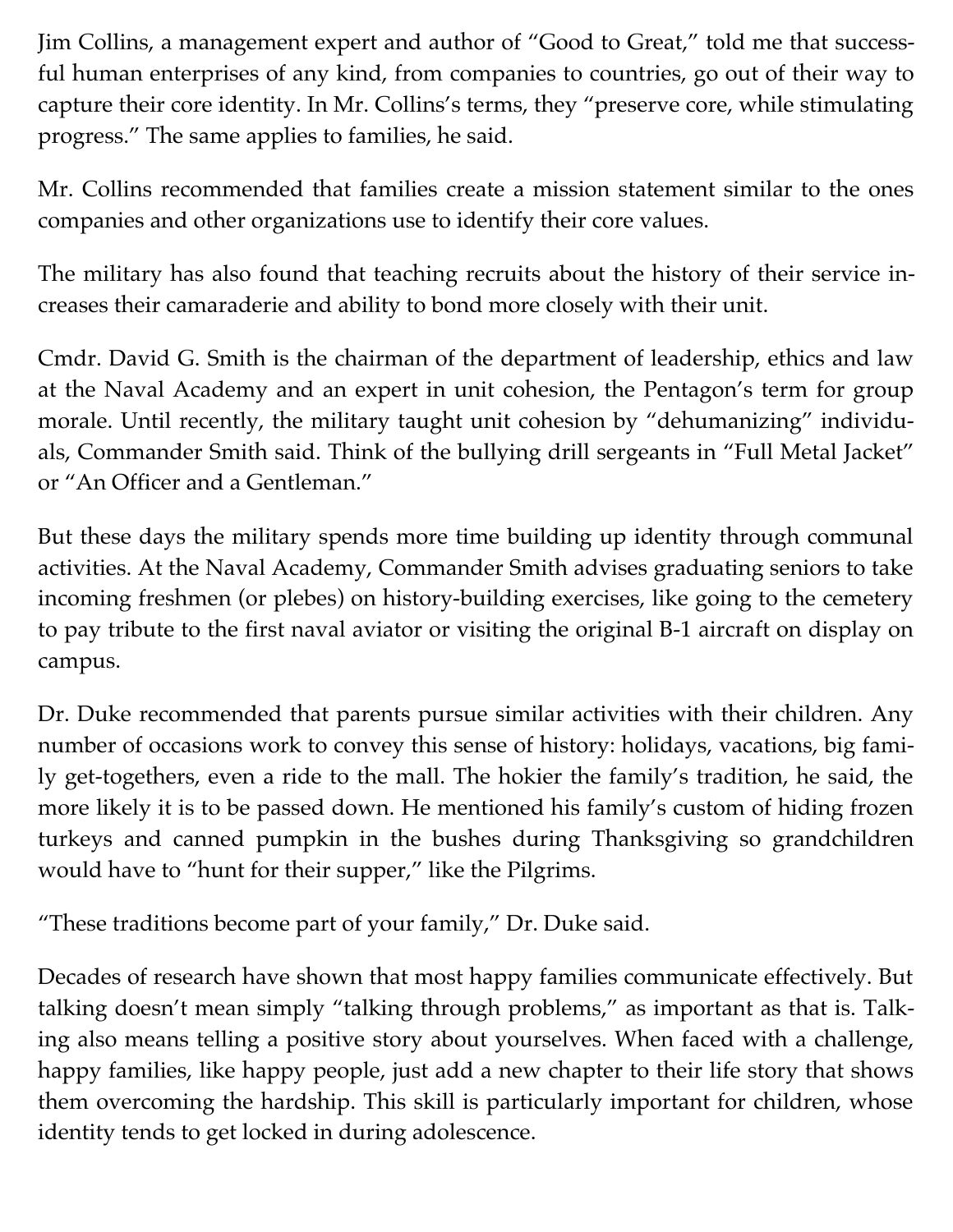Jim Collins, a management expert and author of "Good to Great," told me that successful human enterprises of any kind, from companies to countries, go out of their way to capture their core identity. In Mr. Collins's terms, they "preserve core, while stimulating progress." The same applies to families, he said.

Mr. Collins recommended that families create a mission statement similar to the ones companies and other organizations use to identify their core values.

The military has also found that teaching recruits about the history of their service increases their camaraderie and ability to bond more closely with their unit.

Cmdr. David G. Smith is the chairman of the department of leadership, ethics and law at the Naval Academy and an expert in unit cohesion, the Pentagon's term for group morale. Until recently, the military taught unit cohesion by "dehumanizing" individuals, Commander Smith said. Think of the bullying drill sergeants in "Full Metal Jacket" or "An Officer and a Gentleman."

But these days the military spends more time building up identity through communal activities. At the Naval Academy, Commander Smith advises graduating seniors to take incoming freshmen (or plebes) on history-building exercises, like going to the cemetery to pay tribute to the first naval aviator or visiting the original B-1 aircraft on display on campus.

Dr. Duke recommended that parents pursue similar activities with their children. Any number of occasions work to convey this sense of history: holidays, vacations, big family get-togethers, even a ride to the mall. The hokier the family's tradition, he said, the more likely it is to be passed down. He mentioned his family's custom of hiding frozen turkeys and canned pumpkin in the bushes during Thanksgiving so grandchildren would have to "hunt for their supper," like the Pilgrims.

"These traditions become part of your family," Dr. Duke said.

Decades of research have shown that most happy families communicate effectively. But talking doesn't mean simply "talking through problems," as important as that is. Talking also means telling a positive story about yourselves. When faced with a challenge, happy families, like happy people, just add a new chapter to their life story that shows them overcoming the hardship. This skill is particularly important for children, whose identity tends to get locked in during adolescence.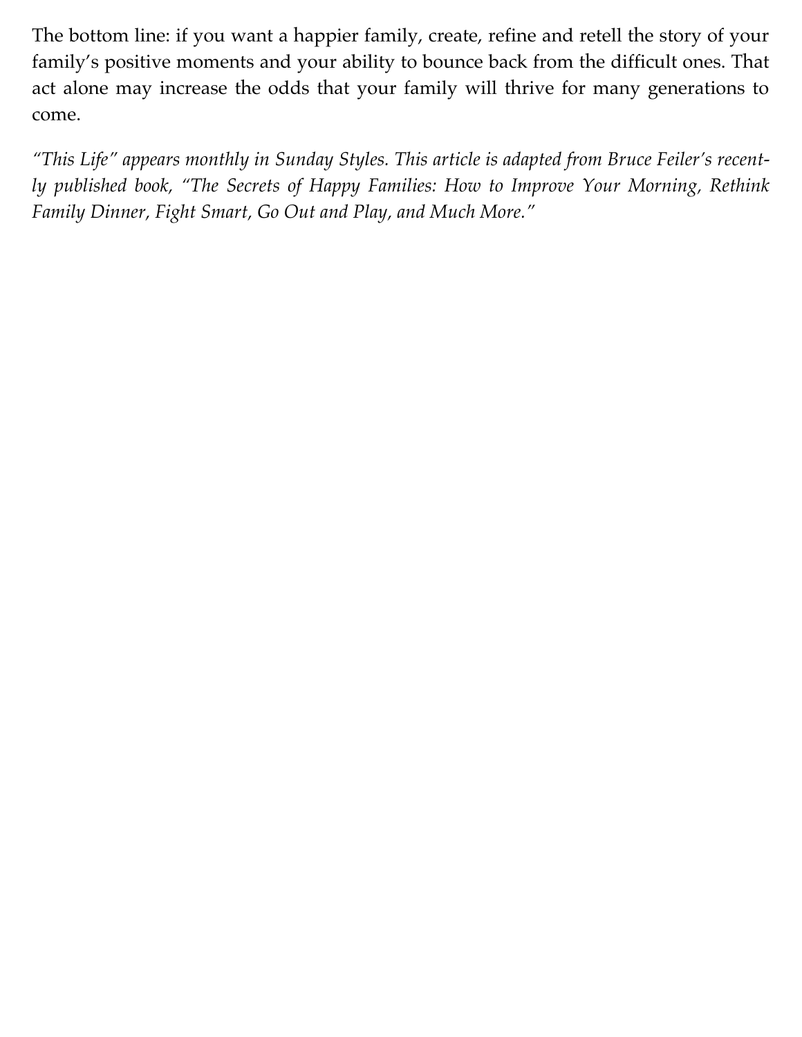The bottom line: if you want a happier family, create, refine and retell the story of your family's positive moments and your ability to bounce back from the difficult ones. That act alone may increase the odds that your family will thrive for many generations to come.

*"This Life" appears monthly in Sunday Styles. This article is adapted from Bruce Feiler's recently published book, "The Secrets of Happy Families: How to Improve Your Morning, Rethink Family Dinner, Fight Smart, Go Out and Play, and Much More."*